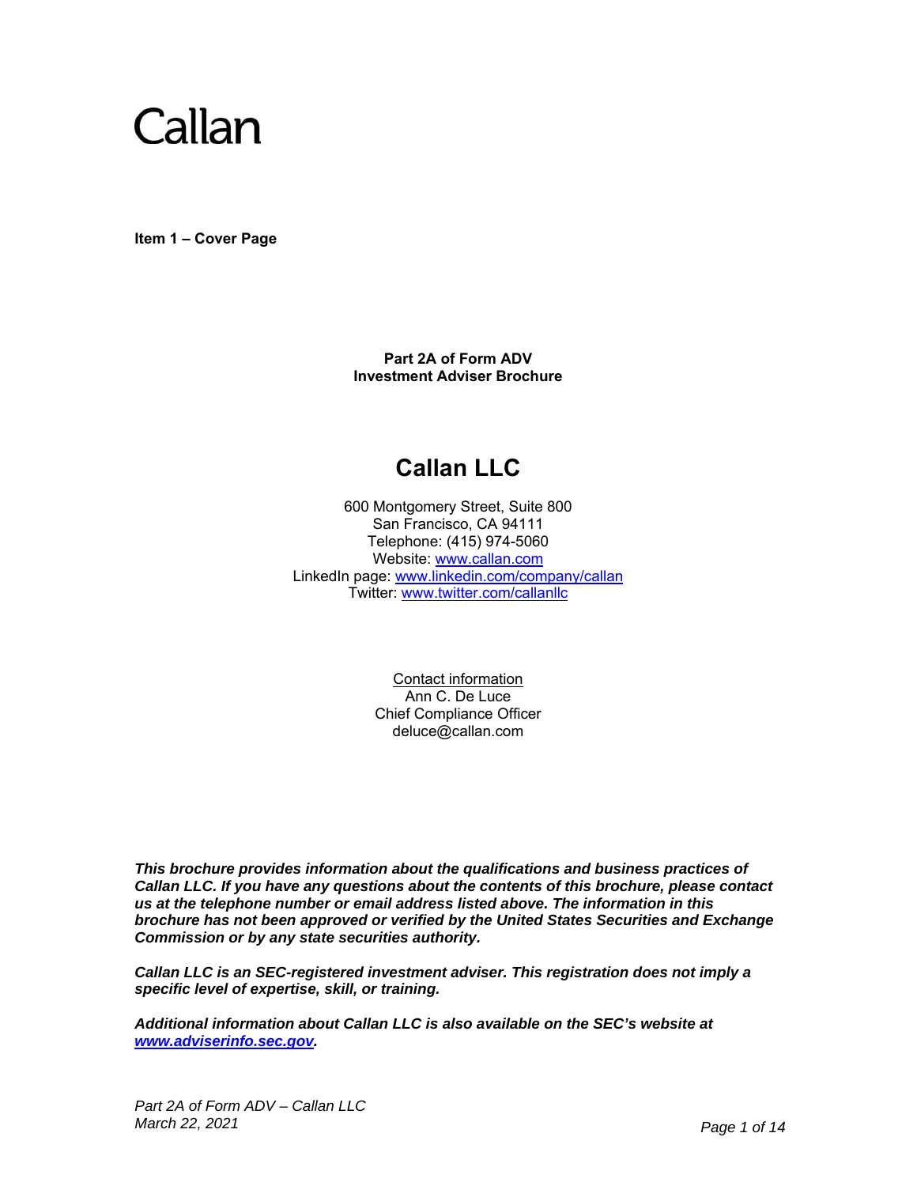Callan

**Item 1 – Cover Page**

**Part 2A of Form ADV**
**Investment Adviser Brochure**

# Callan LLC

600 Montgomery Street, Suite 800
San Francisco, CA 94111
Telephone: (415) 974-5060
Website: www.callan.com
LinkedIn page: www.linkedin.com/company/callan
Twitter: www.twitter.com/callanllc

Contact information
Ann C. De Luce
Chief Compliance Officer
deluce@callan.com

***This brochure provides information about the qualifications and business practices of Callan LLC. If you have any questions about the contents of this brochure, please contact us at the telephone number or email address listed above. The information in this brochure has not been approved or verified by the United States Securities and Exchange Commission or by any state securities authority.***

***Callan LLC is an SEC-registered investment adviser. This registration does not imply a specific level of expertise, skill, or training.***

***Additional information about Callan LLC is also available on the SEC's website at www.adviserinfo.sec.gov.***

*Part 2A of Form ADV – Callan LLC*
*March 22, 2021*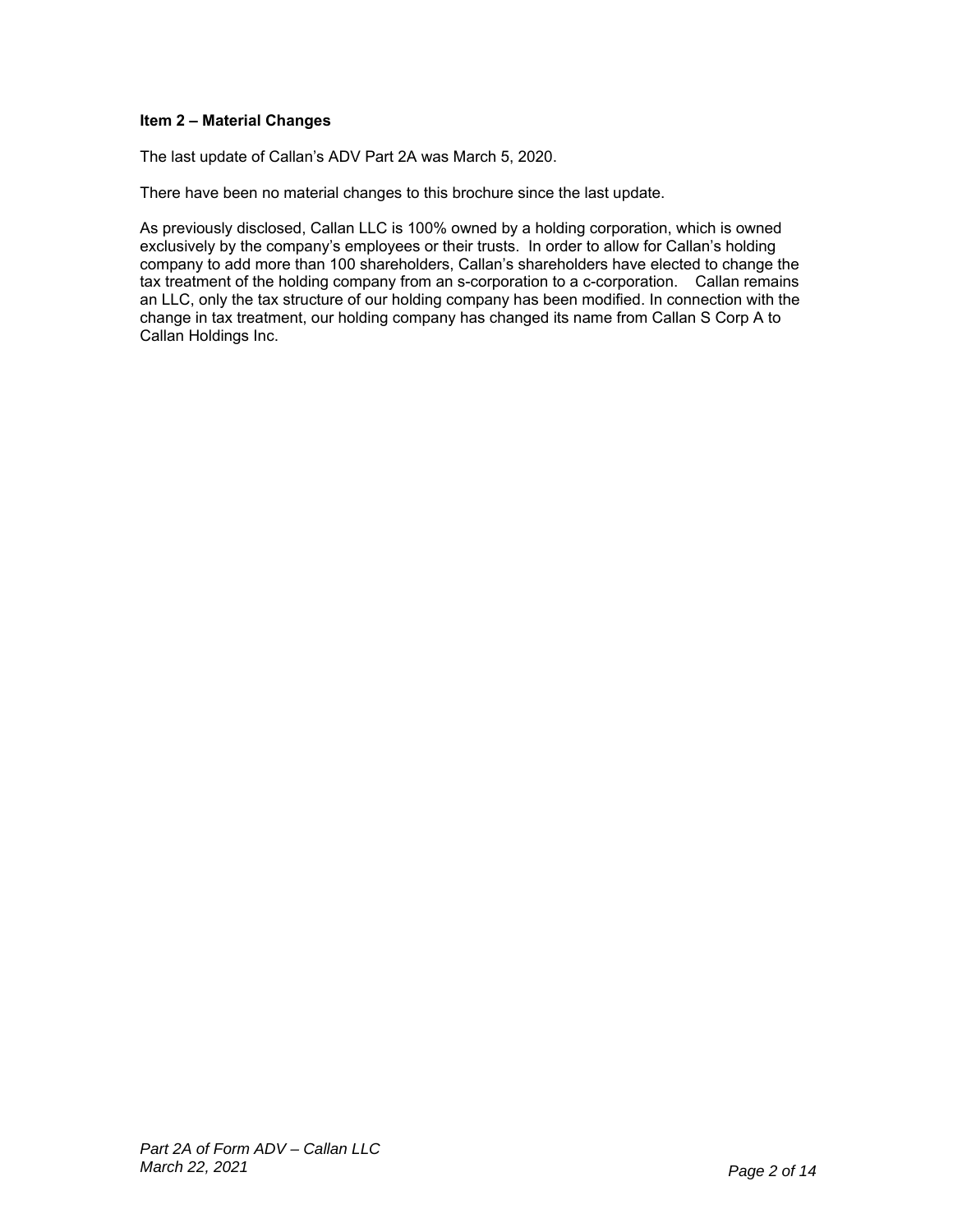## Item 2 – Material Changes

The last update of Callan's ADV Part 2A was March 5, 2020.

There have been no material changes to this brochure since the last update.

As previously disclosed, Callan LLC is 100% owned by a holding corporation, which is owned exclusively by the company's employees or their trusts. In order to allow for Callan's holding company to add more than 100 shareholders, Callan's shareholders have elected to change the tax treatment of the holding company from an s-corporation to a c-corporation. Callan remains an LLC, only the tax structure of our holding company has been modified. In connection with the change in tax treatment, our holding company has changed its name from Callan S Corp A to Callan Holdings Inc.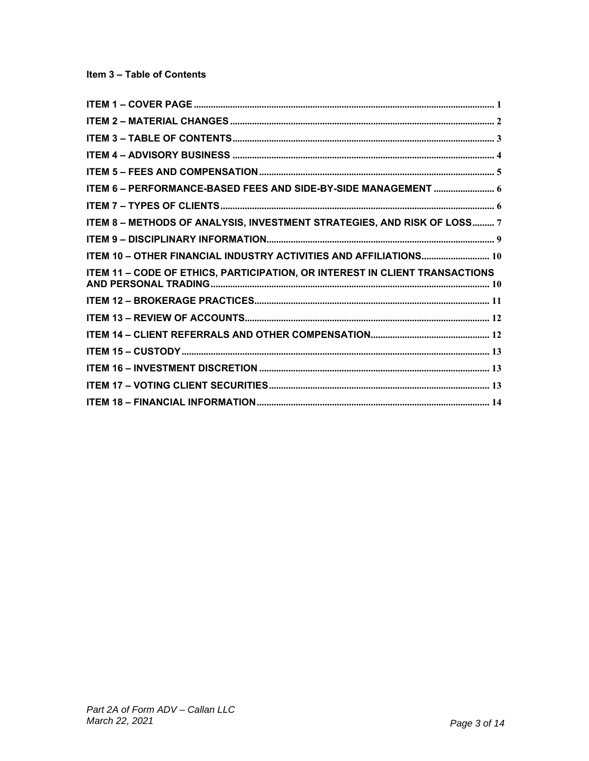## Item 3 – Table of Contents

ITEM 1 – COVER PAGE ..... 1

ITEM 2 – MATERIAL CHANGES ..... 2

ITEM 3 – TABLE OF CONTENTS ..... 3

ITEM 4 – ADVISORY BUSINESS ..... 4

ITEM 5 – FEES AND COMPENSATION ..... 5

ITEM 6 – PERFORMANCE-BASED FEES AND SIDE-BY-SIDE MANAGEMENT ..... 6

ITEM 7 – TYPES OF CLIENTS ..... 6

ITEM 8 – METHODS OF ANALYSIS, INVESTMENT STRATEGIES, AND RISK OF LOSS ..... 7

ITEM 9 – DISCIPLINARY INFORMATION ..... 9

ITEM 10 – OTHER FINANCIAL INDUSTRY ACTIVITIES AND AFFILIATIONS ..... 10

ITEM 11 – CODE OF ETHICS, PARTICIPATION, OR INTEREST IN CLIENT TRANSACTIONS AND PERSONAL TRADING ..... 10

ITEM 12 – BROKERAGE PRACTICES ..... 11

ITEM 13 – REVIEW OF ACCOUNTS ..... 12

ITEM 14 – CLIENT REFERRALS AND OTHER COMPENSATION ..... 12

ITEM 15 – CUSTODY ..... 13

ITEM 16 – INVESTMENT DISCRETION ..... 13

ITEM 17 – VOTING CLIENT SECURITIES ..... 13

ITEM 18 – FINANCIAL INFORMATION ..... 14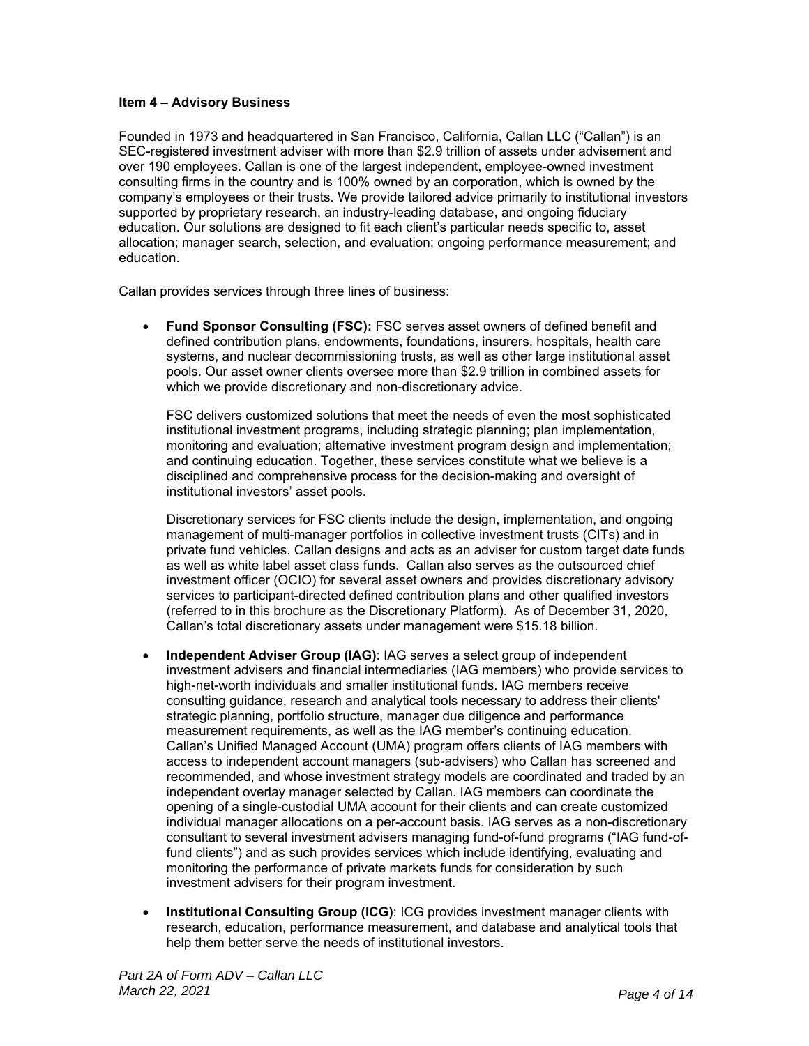### Item 4 – Advisory Business

Founded in 1973 and headquartered in San Francisco, California, Callan LLC ("Callan") is an SEC-registered investment adviser with more than $2.9 trillion of assets under advisement and over 190 employees. Callan is one of the largest independent, employee-owned investment consulting firms in the country and is 100% owned by an corporation, which is owned by the company's employees or their trusts. We provide tailored advice primarily to institutional investors supported by proprietary research, an industry-leading database, and ongoing fiduciary education. Our solutions are designed to fit each client's particular needs specific to, asset allocation; manager search, selection, and evaluation; ongoing performance measurement; and education.

Callan provides services through three lines of business:

- **Fund Sponsor Consulting (FSC):** FSC serves asset owners of defined benefit and defined contribution plans, endowments, foundations, insurers, hospitals, health care systems, and nuclear decommissioning trusts, as well as other large institutional asset pools. Our asset owner clients oversee more than $2.9 trillion in combined assets for which we provide discretionary and non-discretionary advice.

  FSC delivers customized solutions that meet the needs of even the most sophisticated institutional investment programs, including strategic planning; plan implementation, monitoring and evaluation; alternative investment program design and implementation; and continuing education. Together, these services constitute what we believe is a disciplined and comprehensive process for the decision-making and oversight of institutional investors' asset pools.

  Discretionary services for FSC clients include the design, implementation, and ongoing management of multi-manager portfolios in collective investment trusts (CITs) and in private fund vehicles. Callan designs and acts as an adviser for custom target date funds as well as white label asset class funds. Callan also serves as the outsourced chief investment officer (OCIO) for several asset owners and provides discretionary advisory services to participant-directed defined contribution plans and other qualified investors (referred to in this brochure as the Discretionary Platform). As of December 31, 2020, Callan's total discretionary assets under management were $15.18 billion.

- **Independent Adviser Group (IAG)**: IAG serves a select group of independent investment advisers and financial intermediaries (IAG members) who provide services to high-net-worth individuals and smaller institutional funds. IAG members receive consulting guidance, research and analytical tools necessary to address their clients' strategic planning, portfolio structure, manager due diligence and performance measurement requirements, as well as the IAG member's continuing education. Callan's Unified Managed Account (UMA) program offers clients of IAG members with access to independent account managers (sub-advisers) who Callan has screened and recommended, and whose investment strategy models are coordinated and traded by an independent overlay manager selected by Callan. IAG members can coordinate the opening of a single-custodial UMA account for their clients and can create customized individual manager allocations on a per-account basis. IAG serves as a non-discretionary consultant to several investment advisers managing fund-of-fund programs ("IAG fund-of-fund clients") and as such provides services which include identifying, evaluating and monitoring the performance of private markets funds for consideration by such investment advisers for their program investment.

- **Institutional Consulting Group (ICG)**: ICG provides investment manager clients with research, education, performance measurement, and database and analytical tools that help them better serve the needs of institutional investors.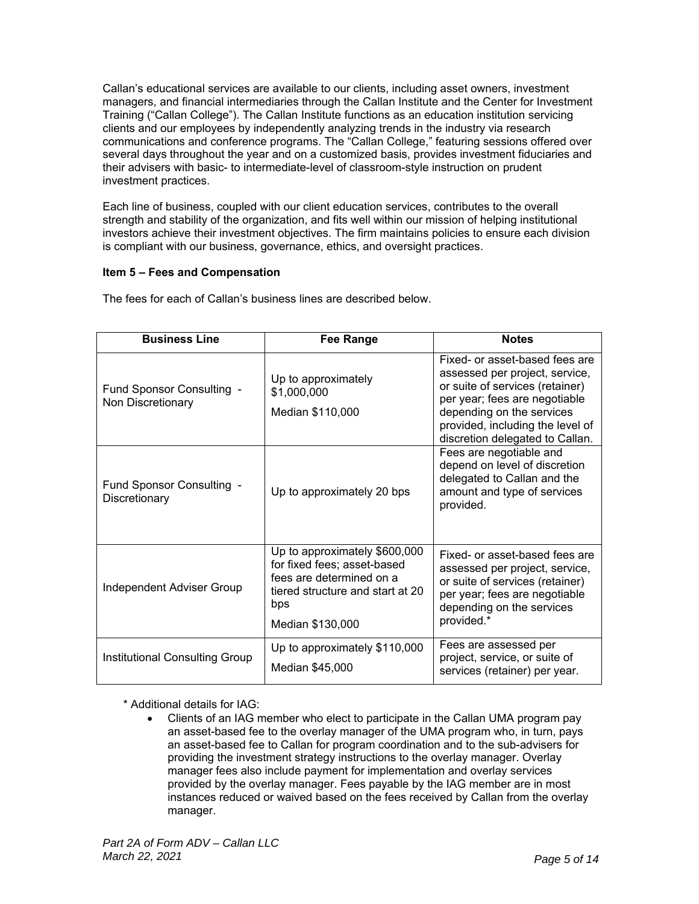Callan's educational services are available to our clients, including asset owners, investment managers, and financial intermediaries through the Callan Institute and the Center for Investment Training ("Callan College"). The Callan Institute functions as an education institution servicing clients and our employees by independently analyzing trends in the industry via research communications and conference programs. The "Callan College," featuring sessions offered over several days throughout the year and on a customized basis, provides investment fiduciaries and their advisers with basic- to intermediate-level of classroom-style instruction on prudent investment practices.

Each line of business, coupled with our client education services, contributes to the overall strength and stability of the organization, and fits well within our mission of helping institutional investors achieve their investment objectives. The firm maintains policies to ensure each division is compliant with our business, governance, ethics, and oversight practices.

**Item 5 – Fees and Compensation**

The fees for each of Callan's business lines are described below.

| Business Line | Fee Range | Notes |
|---|---|---|
| Fund Sponsor Consulting - Non Discretionary | Up to approximately $1,000,000<br>Median $110,000 | Fixed- or asset-based fees are assessed per project, service, or suite of services (retainer) per year; fees are negotiable depending on the services provided, including the level of discretion delegated to Callan. |
| Fund Sponsor Consulting - Discretionary | Up to approximately 20 bps | Fees are negotiable and depend on level of discretion delegated to Callan and the amount and type of services provided. |
| Independent Adviser Group | Up to approximately $600,000 for fixed fees; asset-based fees are determined on a tiered structure and start at 20 bps<br>Median $130,000 | Fixed- or asset-based fees are assessed per project, service, or suite of services (retainer) per year; fees are negotiable depending on the services provided.* |
| Institutional Consulting Group | Up to approximately $110,000<br>Median $45,000 | Fees are assessed per project, service, or suite of services (retainer) per year. |

\* Additional details for IAG:

- Clients of an IAG member who elect to participate in the Callan UMA program pay an asset-based fee to the overlay manager of the UMA program who, in turn, pays an asset-based fee to Callan for program coordination and to the sub-advisers for providing the investment strategy instructions to the overlay manager. Overlay manager fees also include payment for implementation and overlay services provided by the overlay manager. Fees payable by the IAG member are in most instances reduced or waived based on the fees received by Callan from the overlay manager.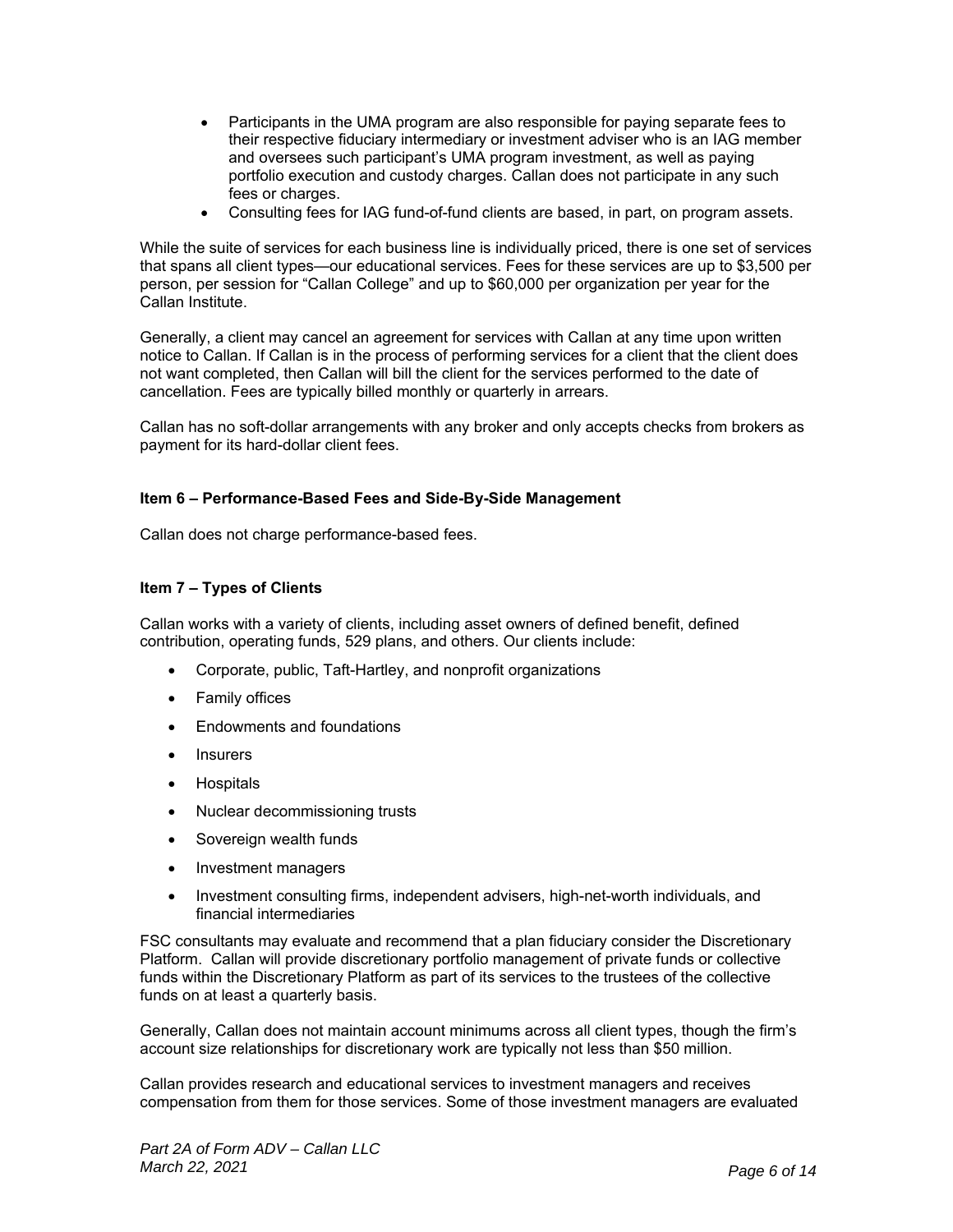- Participants in the UMA program are also responsible for paying separate fees to their respective fiduciary intermediary or investment adviser who is an IAG member and oversees such participant's UMA program investment, as well as paying portfolio execution and custody charges. Callan does not participate in any such fees or charges.
- Consulting fees for IAG fund-of-fund clients are based, in part, on program assets.

While the suite of services for each business line is individually priced, there is one set of services that spans all client types—our educational services. Fees for these services are up to $3,500 per person, per session for "Callan College" and up to $60,000 per organization per year for the Callan Institute.

Generally, a client may cancel an agreement for services with Callan at any time upon written notice to Callan. If Callan is in the process of performing services for a client that the client does not want completed, then Callan will bill the client for the services performed to the date of cancellation. Fees are typically billed monthly or quarterly in arrears.

Callan has no soft-dollar arrangements with any broker and only accepts checks from brokers as payment for its hard-dollar client fees.

### Item 6 – Performance-Based Fees and Side-By-Side Management

Callan does not charge performance-based fees.

### Item 7 – Types of Clients

Callan works with a variety of clients, including asset owners of defined benefit, defined contribution, operating funds, 529 plans, and others. Our clients include:

- Corporate, public, Taft-Hartley, and nonprofit organizations
- Family offices
- Endowments and foundations
- Insurers
- Hospitals
- Nuclear decommissioning trusts
- Sovereign wealth funds
- Investment managers
- Investment consulting firms, independent advisers, high-net-worth individuals, and financial intermediaries

FSC consultants may evaluate and recommend that a plan fiduciary consider the Discretionary Platform. Callan will provide discretionary portfolio management of private funds or collective funds within the Discretionary Platform as part of its services to the trustees of the collective funds on at least a quarterly basis.

Generally, Callan does not maintain account minimums across all client types, though the firm's account size relationships for discretionary work are typically not less than $50 million.

Callan provides research and educational services to investment managers and receives compensation from them for those services. Some of those investment managers are evaluated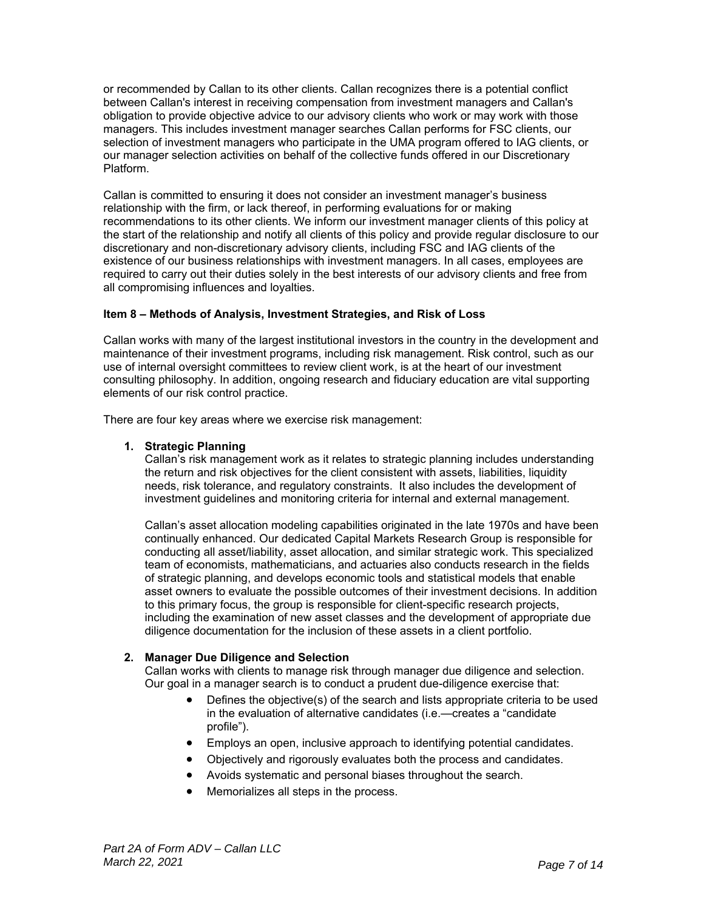or recommended by Callan to its other clients. Callan recognizes there is a potential conflict between Callan's interest in receiving compensation from investment managers and Callan's obligation to provide objective advice to our advisory clients who work or may work with those managers. This includes investment manager searches Callan performs for FSC clients, our selection of investment managers who participate in the UMA program offered to IAG clients, or our manager selection activities on behalf of the collective funds offered in our Discretionary Platform.

Callan is committed to ensuring it does not consider an investment manager's business relationship with the firm, or lack thereof, in performing evaluations for or making recommendations to its other clients. We inform our investment manager clients of this policy at the start of the relationship and notify all clients of this policy and provide regular disclosure to our discretionary and non-discretionary advisory clients, including FSC and IAG clients of the existence of our business relationships with investment managers. In all cases, employees are required to carry out their duties solely in the best interests of our advisory clients and free from all compromising influences and loyalties.

## Item 8 – Methods of Analysis, Investment Strategies, and Risk of Loss

Callan works with many of the largest institutional investors in the country in the development and maintenance of their investment programs, including risk management. Risk control, such as our use of internal oversight committees to review client work, is at the heart of our investment consulting philosophy. In addition, ongoing research and fiduciary education are vital supporting elements of our risk control practice.

There are four key areas where we exercise risk management:

1. **Strategic Planning**
   Callan's risk management work as it relates to strategic planning includes understanding the return and risk objectives for the client consistent with assets, liabilities, liquidity needs, risk tolerance, and regulatory constraints. It also includes the development of investment guidelines and monitoring criteria for internal and external management.

   Callan's asset allocation modeling capabilities originated in the late 1970s and have been continually enhanced. Our dedicated Capital Markets Research Group is responsible for conducting all asset/liability, asset allocation, and similar strategic work. This specialized team of economists, mathematicians, and actuaries also conducts research in the fields of strategic planning, and develops economic tools and statistical models that enable asset owners to evaluate the possible outcomes of their investment decisions. In addition to this primary focus, the group is responsible for client-specific research projects, including the examination of new asset classes and the development of appropriate due diligence documentation for the inclusion of these assets in a client portfolio.

2. **Manager Due Diligence and Selection**
   Callan works with clients to manage risk through manager due diligence and selection. Our goal in a manager search is to conduct a prudent due-diligence exercise that:
   - Defines the objective(s) of the search and lists appropriate criteria to be used in the evaluation of alternative candidates (i.e.—creates a "candidate profile").
   - Employs an open, inclusive approach to identifying potential candidates.
   - Objectively and rigorously evaluates both the process and candidates.
   - Avoids systematic and personal biases throughout the search.
   - Memorializes all steps in the process.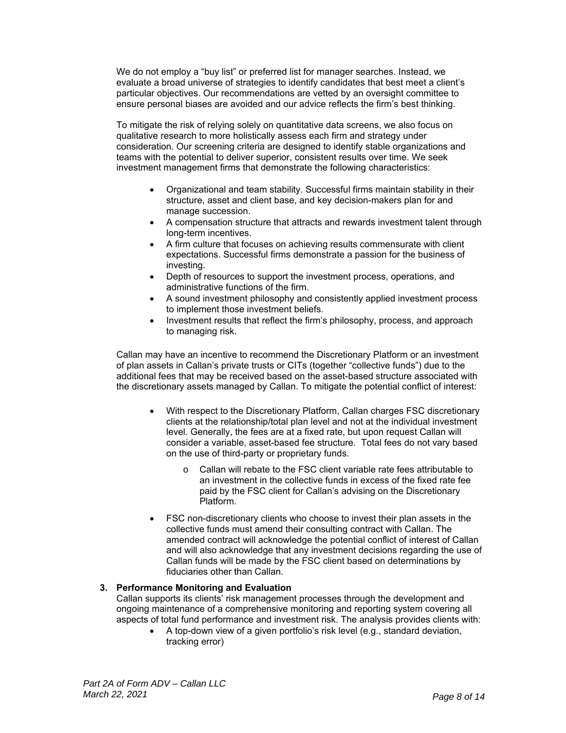We do not employ a "buy list" or preferred list for manager searches. Instead, we evaluate a broad universe of strategies to identify candidates that best meet a client's particular objectives. Our recommendations are vetted by an oversight committee to ensure personal biases are avoided and our advice reflects the firm's best thinking.

To mitigate the risk of relying solely on quantitative data screens, we also focus on qualitative research to more holistically assess each firm and strategy under consideration. Our screening criteria are designed to identify stable organizations and teams with the potential to deliver superior, consistent results over time. We seek investment management firms that demonstrate the following characteristics:

- Organizational and team stability. Successful firms maintain stability in their structure, asset and client base, and key decision-makers plan for and manage succession.
- A compensation structure that attracts and rewards investment talent through long-term incentives.
- A firm culture that focuses on achieving results commensurate with client expectations. Successful firms demonstrate a passion for the business of investing.
- Depth of resources to support the investment process, operations, and administrative functions of the firm.
- A sound investment philosophy and consistently applied investment process to implement those investment beliefs.
- Investment results that reflect the firm's philosophy, process, and approach to managing risk.

Callan may have an incentive to recommend the Discretionary Platform or an investment of plan assets in Callan's private trusts or CITs (together "collective funds") due to the additional fees that may be received based on the asset-based structure associated with the discretionary assets managed by Callan. To mitigate the potential conflict of interest:

- With respect to the Discretionary Platform, Callan charges FSC discretionary clients at the relationship/total plan level and not at the individual investment level. Generally, the fees are at a fixed rate, but upon request Callan will consider a variable, asset-based fee structure. Total fees do not vary based on the use of third-party or proprietary funds.
  - Callan will rebate to the FSC client variable rate fees attributable to an investment in the collective funds in excess of the fixed rate fee paid by the FSC client for Callan's advising on the Discretionary Platform.
- FSC non-discretionary clients who choose to invest their plan assets in the collective funds must amend their consulting contract with Callan. The amended contract will acknowledge the potential conflict of interest of Callan and will also acknowledge that any investment decisions regarding the use of Callan funds will be made by the FSC client based on determinations by fiduciaries other than Callan.

**3. Performance Monitoring and Evaluation**

Callan supports its clients' risk management processes through the development and ongoing maintenance of a comprehensive monitoring and reporting system covering all aspects of total fund performance and investment risk. The analysis provides clients with:

- A top-down view of a given portfolio's risk level (e.g., standard deviation, tracking error)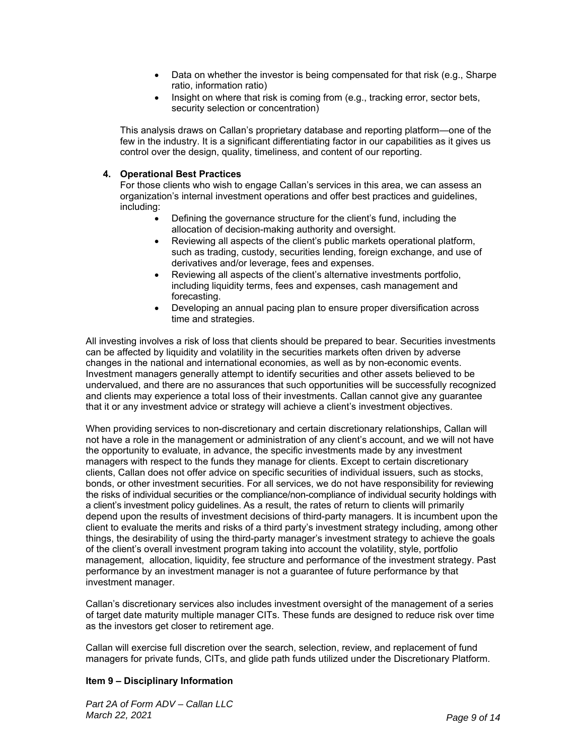- Data on whether the investor is being compensated for that risk (e.g., Sharpe ratio, information ratio)
- Insight on where that risk is coming from (e.g., tracking error, sector bets, security selection or concentration)

This analysis draws on Callan's proprietary database and reporting platform—one of the few in the industry. It is a significant differentiating factor in our capabilities as it gives us control over the design, quality, timeliness, and content of our reporting.

**4. Operational Best Practices**

For those clients who wish to engage Callan's services in this area, we can assess an organization's internal investment operations and offer best practices and guidelines, including:

- Defining the governance structure for the client's fund, including the allocation of decision-making authority and oversight.
- Reviewing all aspects of the client's public markets operational platform, such as trading, custody, securities lending, foreign exchange, and use of derivatives and/or leverage, fees and expenses.
- Reviewing all aspects of the client's alternative investments portfolio, including liquidity terms, fees and expenses, cash management and forecasting.
- Developing an annual pacing plan to ensure proper diversification across time and strategies.

All investing involves a risk of loss that clients should be prepared to bear. Securities investments can be affected by liquidity and volatility in the securities markets often driven by adverse changes in the national and international economies, as well as by non-economic events. Investment managers generally attempt to identify securities and other assets believed to be undervalued, and there are no assurances that such opportunities will be successfully recognized and clients may experience a total loss of their investments. Callan cannot give any guarantee that it or any investment advice or strategy will achieve a client's investment objectives.

When providing services to non-discretionary and certain discretionary relationships, Callan will not have a role in the management or administration of any client's account, and we will not have the opportunity to evaluate, in advance, the specific investments made by any investment managers with respect to the funds they manage for clients. Except to certain discretionary clients, Callan does not offer advice on specific securities of individual issuers, such as stocks, bonds, or other investment securities. For all services, we do not have responsibility for reviewing the risks of individual securities or the compliance/non-compliance of individual security holdings with a client's investment policy guidelines. As a result, the rates of return to clients will primarily depend upon the results of investment decisions of third-party managers. It is incumbent upon the client to evaluate the merits and risks of a third party's investment strategy including, among other things, the desirability of using the third-party manager's investment strategy to achieve the goals of the client's overall investment program taking into account the volatility, style, portfolio management, allocation, liquidity, fee structure and performance of the investment strategy. Past performance by an investment manager is not a guarantee of future performance by that investment manager.

Callan's discretionary services also includes investment oversight of the management of a series of target date maturity multiple manager CITs. These funds are designed to reduce risk over time as the investors get closer to retirement age.

Callan will exercise full discretion over the search, selection, review, and replacement of fund managers for private funds, CITs, and glide path funds utilized under the Discretionary Platform.

## Item 9 – Disciplinary Information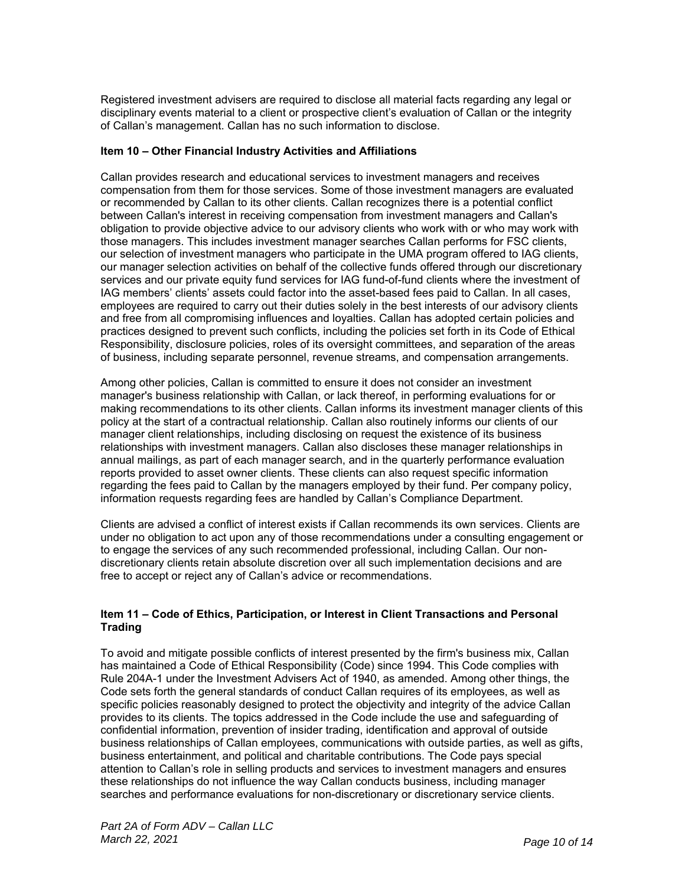Registered investment advisers are required to disclose all material facts regarding any legal or disciplinary events material to a client or prospective client's evaluation of Callan or the integrity of Callan's management. Callan has no such information to disclose.

### Item 10 – Other Financial Industry Activities and Affiliations

Callan provides research and educational services to investment managers and receives compensation from them for those services. Some of those investment managers are evaluated or recommended by Callan to its other clients. Callan recognizes there is a potential conflict between Callan's interest in receiving compensation from investment managers and Callan's obligation to provide objective advice to our advisory clients who work with or who may work with those managers. This includes investment manager searches Callan performs for FSC clients, our selection of investment managers who participate in the UMA program offered to IAG clients, our manager selection activities on behalf of the collective funds offered through our discretionary services and our private equity fund services for IAG fund-of-fund clients where the investment of IAG members' clients' assets could factor into the asset-based fees paid to Callan. In all cases, employees are required to carry out their duties solely in the best interests of our advisory clients and free from all compromising influences and loyalties. Callan has adopted certain policies and practices designed to prevent such conflicts, including the policies set forth in its Code of Ethical Responsibility, disclosure policies, roles of its oversight committees, and separation of the areas of business, including separate personnel, revenue streams, and compensation arrangements.

Among other policies, Callan is committed to ensure it does not consider an investment manager's business relationship with Callan, or lack thereof, in performing evaluations for or making recommendations to its other clients. Callan informs its investment manager clients of this policy at the start of a contractual relationship. Callan also routinely informs our clients of our manager client relationships, including disclosing on request the existence of its business relationships with investment managers. Callan also discloses these manager relationships in annual mailings, as part of each manager search, and in the quarterly performance evaluation reports provided to asset owner clients. These clients can also request specific information regarding the fees paid to Callan by the managers employed by their fund. Per company policy, information requests regarding fees are handled by Callan's Compliance Department.

Clients are advised a conflict of interest exists if Callan recommends its own services. Clients are under no obligation to act upon any of those recommendations under a consulting engagement or to engage the services of any such recommended professional, including Callan. Our non-discretionary clients retain absolute discretion over all such implementation decisions and are free to accept or reject any of Callan's advice or recommendations.

### Item 11 – Code of Ethics, Participation, or Interest in Client Transactions and Personal Trading

To avoid and mitigate possible conflicts of interest presented by the firm's business mix, Callan has maintained a Code of Ethical Responsibility (Code) since 1994. This Code complies with Rule 204A-1 under the Investment Advisers Act of 1940, as amended. Among other things, the Code sets forth the general standards of conduct Callan requires of its employees, as well as specific policies reasonably designed to protect the objectivity and integrity of the advice Callan provides to its clients. The topics addressed in the Code include the use and safeguarding of confidential information, prevention of insider trading, identification and approval of outside business relationships of Callan employees, communications with outside parties, as well as gifts, business entertainment, and political and charitable contributions. The Code pays special attention to Callan's role in selling products and services to investment managers and ensures these relationships do not influence the way Callan conducts business, including manager searches and performance evaluations for non-discretionary or discretionary service clients.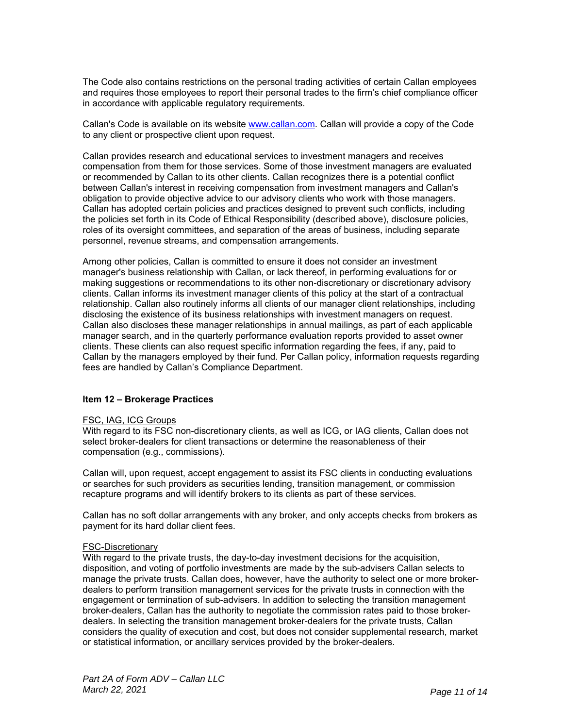The Code also contains restrictions on the personal trading activities of certain Callan employees and requires those employees to report their personal trades to the firm's chief compliance officer in accordance with applicable regulatory requirements.

Callan's Code is available on its website [www.callan.com](www.callan.com). Callan will provide a copy of the Code to any client or prospective client upon request.

Callan provides research and educational services to investment managers and receives compensation from them for those services. Some of those investment managers are evaluated or recommended by Callan to its other clients. Callan recognizes there is a potential conflict between Callan's interest in receiving compensation from investment managers and Callan's obligation to provide objective advice to our advisory clients who work with those managers. Callan has adopted certain policies and practices designed to prevent such conflicts, including the policies set forth in its Code of Ethical Responsibility (described above), disclosure policies, roles of its oversight committees, and separation of the areas of business, including separate personnel, revenue streams, and compensation arrangements.

Among other policies, Callan is committed to ensure it does not consider an investment manager's business relationship with Callan, or lack thereof, in performing evaluations for or making suggestions or recommendations to its other non-discretionary or discretionary advisory clients. Callan informs its investment manager clients of this policy at the start of a contractual relationship. Callan also routinely informs all clients of our manager client relationships, including disclosing the existence of its business relationships with investment managers on request. Callan also discloses these manager relationships in annual mailings, as part of each applicable manager search, and in the quarterly performance evaluation reports provided to asset owner clients. These clients can also request specific information regarding the fees, if any, paid to Callan by the managers employed by their fund. Per Callan policy, information requests regarding fees are handled by Callan's Compliance Department.

## Item 12 – Brokerage Practices

FSC, IAG, ICG Groups

With regard to its FSC non-discretionary clients, as well as ICG, or IAG clients, Callan does not select broker-dealers for client transactions or determine the reasonableness of their compensation (e.g., commissions).

Callan will, upon request, accept engagement to assist its FSC clients in conducting evaluations or searches for such providers as securities lending, transition management, or commission recapture programs and will identify brokers to its clients as part of these services.

Callan has no soft dollar arrangements with any broker, and only accepts checks from brokers as payment for its hard dollar client fees.

FSC-Discretionary

With regard to the private trusts, the day-to-day investment decisions for the acquisition, disposition, and voting of portfolio investments are made by the sub-advisers Callan selects to manage the private trusts. Callan does, however, have the authority to select one or more broker-dealers to perform transition management services for the private trusts in connection with the engagement or termination of sub-advisers. In addition to selecting the transition management broker-dealers, Callan has the authority to negotiate the commission rates paid to those broker-dealers. In selecting the transition management broker-dealers for the private trusts, Callan considers the quality of execution and cost, but does not consider supplemental research, market or statistical information, or ancillary services provided by the broker-dealers.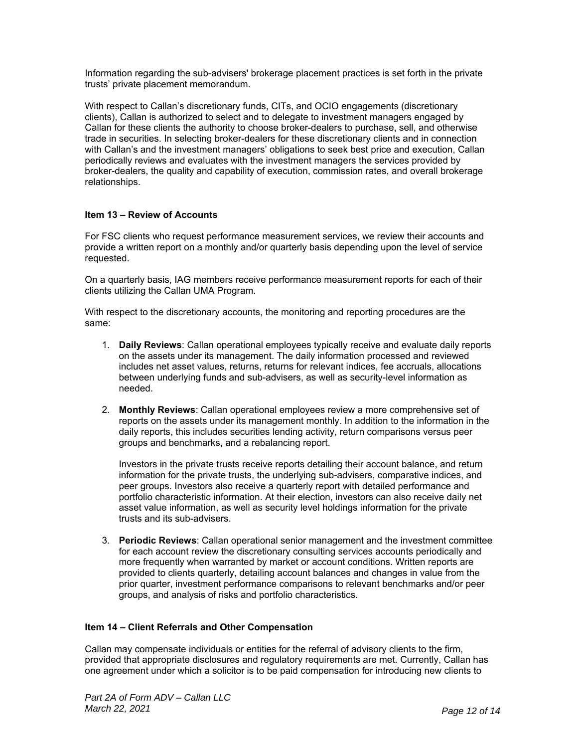Information regarding the sub-advisers' brokerage placement practices is set forth in the private trusts' private placement memorandum.

With respect to Callan's discretionary funds, CITs, and OCIO engagements (discretionary clients), Callan is authorized to select and to delegate to investment managers engaged by Callan for these clients the authority to choose broker-dealers to purchase, sell, and otherwise trade in securities. In selecting broker-dealers for these discretionary clients and in connection with Callan's and the investment managers' obligations to seek best price and execution, Callan periodically reviews and evaluates with the investment managers the services provided by broker-dealers, the quality and capability of execution, commission rates, and overall brokerage relationships.

### Item 13 – Review of Accounts

For FSC clients who request performance measurement services, we review their accounts and provide a written report on a monthly and/or quarterly basis depending upon the level of service requested.

On a quarterly basis, IAG members receive performance measurement reports for each of their clients utilizing the Callan UMA Program.

With respect to the discretionary accounts, the monitoring and reporting procedures are the same:

1. **Daily Reviews**: Callan operational employees typically receive and evaluate daily reports on the assets under its management. The daily information processed and reviewed includes net asset values, returns, returns for relevant indices, fee accruals, allocations between underlying funds and sub-advisers, as well as security-level information as needed.

2. **Monthly Reviews**: Callan operational employees review a more comprehensive set of reports on the assets under its management monthly. In addition to the information in the daily reports, this includes securities lending activity, return comparisons versus peer groups and benchmarks, and a rebalancing report.

   Investors in the private trusts receive reports detailing their account balance, and return information for the private trusts, the underlying sub-advisers, comparative indices, and peer groups. Investors also receive a quarterly report with detailed performance and portfolio characteristic information. At their election, investors can also receive daily net asset value information, as well as security level holdings information for the private trusts and its sub-advisers.

3. **Periodic Reviews**: Callan operational senior management and the investment committee for each account review the discretionary consulting services accounts periodically and more frequently when warranted by market or account conditions. Written reports are provided to clients quarterly, detailing account balances and changes in value from the prior quarter, investment performance comparisons to relevant benchmarks and/or peer groups, and analysis of risks and portfolio characteristics.

### Item 14 – Client Referrals and Other Compensation

Callan may compensate individuals or entities for the referral of advisory clients to the firm, provided that appropriate disclosures and regulatory requirements are met. Currently, Callan has one agreement under which a solicitor is to be paid compensation for introducing new clients to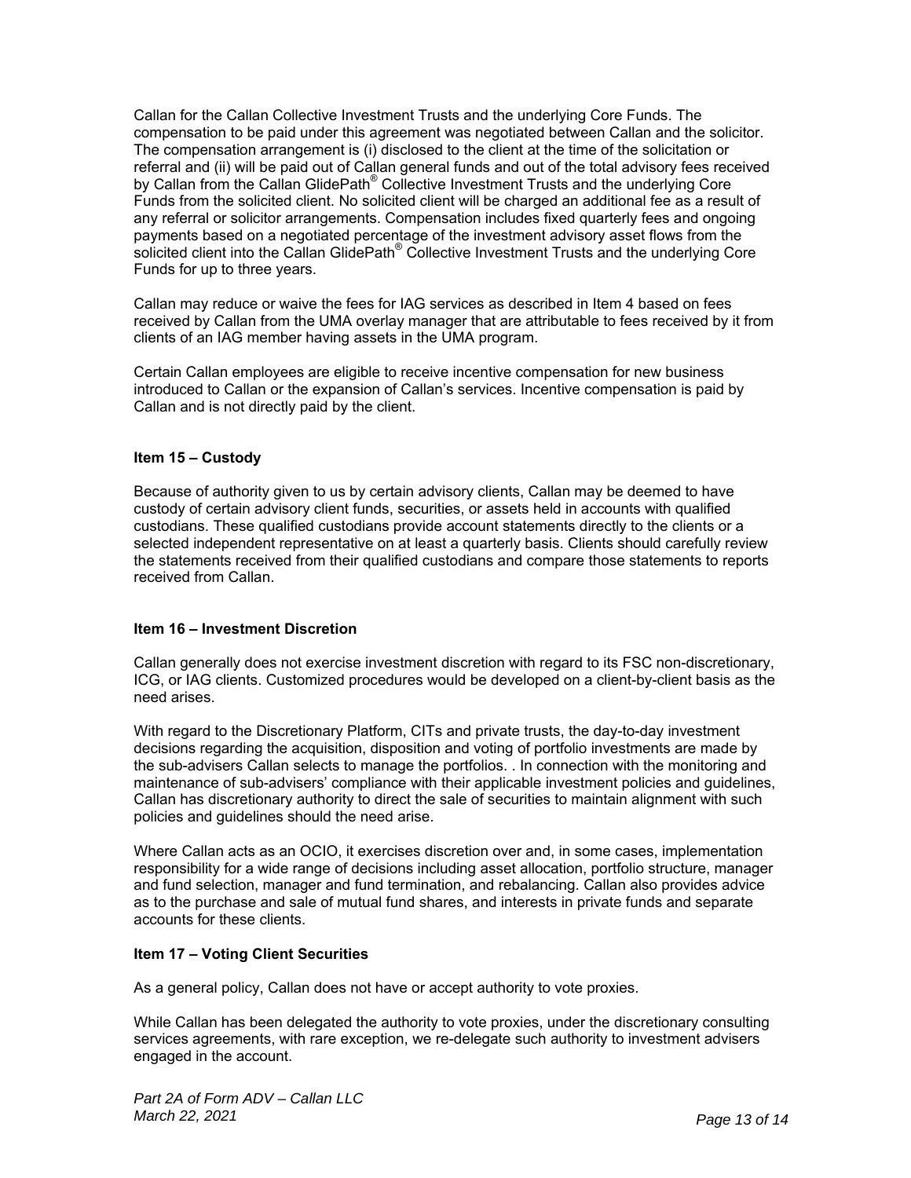Callan for the Callan Collective Investment Trusts and the underlying Core Funds. The compensation to be paid under this agreement was negotiated between Callan and the solicitor. The compensation arrangement is (i) disclosed to the client at the time of the solicitation or referral and (ii) will be paid out of Callan general funds and out of the total advisory fees received by Callan from the Callan GlidePath® Collective Investment Trusts and the underlying Core Funds from the solicited client. No solicited client will be charged an additional fee as a result of any referral or solicitor arrangements. Compensation includes fixed quarterly fees and ongoing payments based on a negotiated percentage of the investment advisory asset flows from the solicited client into the Callan GlidePath® Collective Investment Trusts and the underlying Core Funds for up to three years.

Callan may reduce or waive the fees for IAG services as described in Item 4 based on fees received by Callan from the UMA overlay manager that are attributable to fees received by it from clients of an IAG member having assets in the UMA program.

Certain Callan employees are eligible to receive incentive compensation for new business introduced to Callan or the expansion of Callan's services. Incentive compensation is paid by Callan and is not directly paid by the client.

## Item 15 – Custody

Because of authority given to us by certain advisory clients, Callan may be deemed to have custody of certain advisory client funds, securities, or assets held in accounts with qualified custodians. These qualified custodians provide account statements directly to the clients or a selected independent representative on at least a quarterly basis. Clients should carefully review the statements received from their qualified custodians and compare those statements to reports received from Callan.

## Item 16 – Investment Discretion

Callan generally does not exercise investment discretion with regard to its FSC non-discretionary, ICG, or IAG clients. Customized procedures would be developed on a client-by-client basis as the need arises.

With regard to the Discretionary Platform, CITs and private trusts, the day-to-day investment decisions regarding the acquisition, disposition and voting of portfolio investments are made by the sub-advisers Callan selects to manage the portfolios. . In connection with the monitoring and maintenance of sub-advisers' compliance with their applicable investment policies and guidelines, Callan has discretionary authority to direct the sale of securities to maintain alignment with such policies and guidelines should the need arise.

Where Callan acts as an OCIO, it exercises discretion over and, in some cases, implementation responsibility for a wide range of decisions including asset allocation, portfolio structure, manager and fund selection, manager and fund termination, and rebalancing. Callan also provides advice as to the purchase and sale of mutual fund shares, and interests in private funds and separate accounts for these clients.

## Item 17 – Voting Client Securities

As a general policy, Callan does not have or accept authority to vote proxies.

While Callan has been delegated the authority to vote proxies, under the discretionary consulting services agreements, with rare exception, we re-delegate such authority to investment advisers engaged in the account.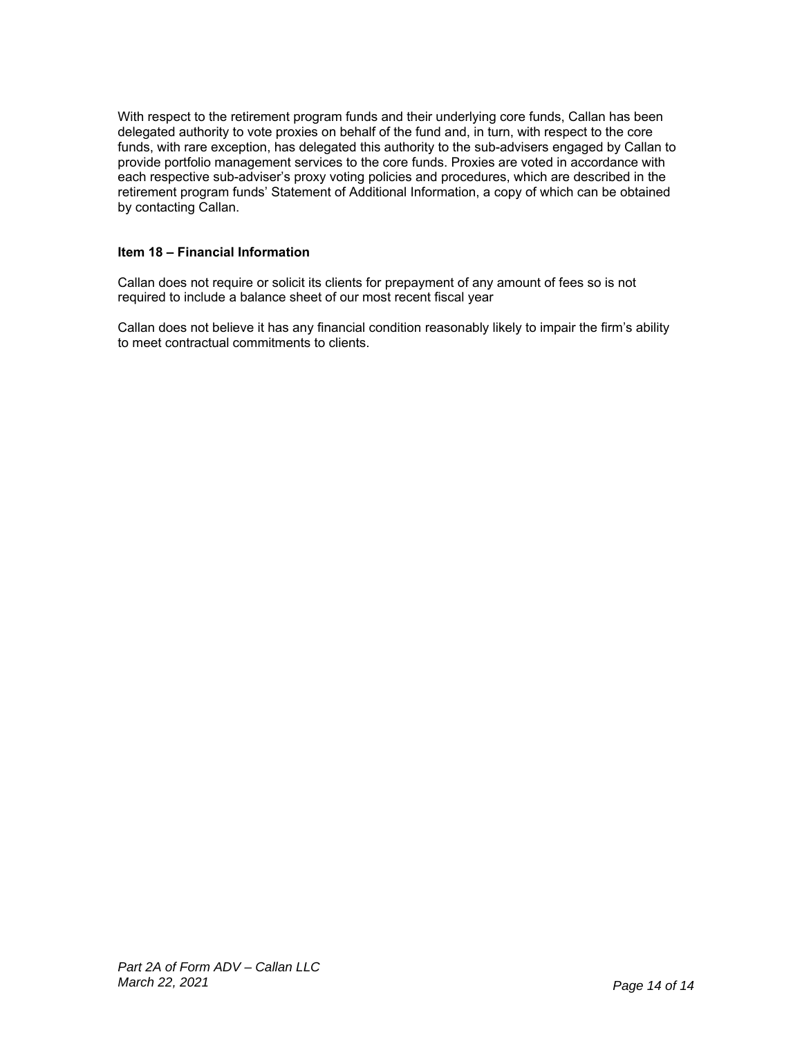With respect to the retirement program funds and their underlying core funds, Callan has been delegated authority to vote proxies on behalf of the fund and, in turn, with respect to the core funds, with rare exception, has delegated this authority to the sub-advisers engaged by Callan to provide portfolio management services to the core funds. Proxies are voted in accordance with each respective sub-adviser's proxy voting policies and procedures, which are described in the retirement program funds' Statement of Additional Information, a copy of which can be obtained by contacting Callan.

**Item 18 – Financial Information**

Callan does not require or solicit its clients for prepayment of any amount of fees so is not required to include a balance sheet of our most recent fiscal year

Callan does not believe it has any financial condition reasonably likely to impair the firm's ability to meet contractual commitments to clients.